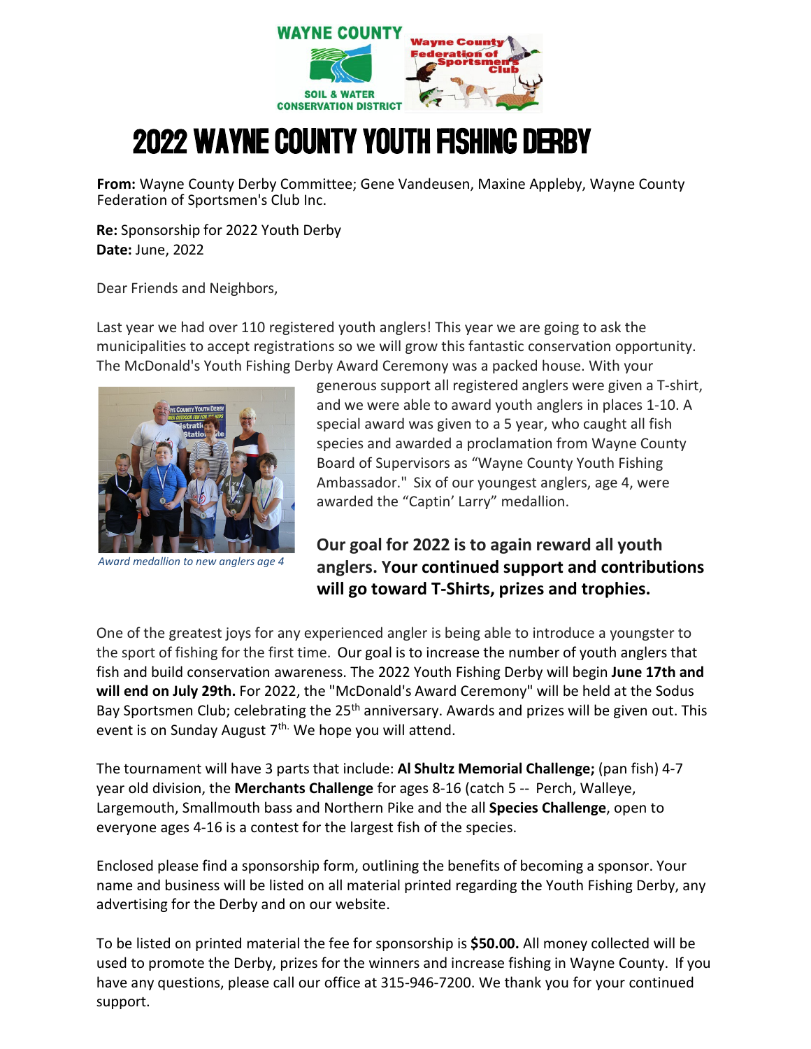# 2022 WAYNE COUNTY YOUTH FISHING DERBY

**From:** Wayne County Derby Committee; Gene Vandeusen, Maxine Appleby, Wayne County Federation of Sportsmen's Club Inc.

**Re:** Sponsorship for 2022 Youth Derby
**Date:** June, 2022

Dear Friends and Neighbors,

Last year we had over 110 registered youth anglers! This year we are going to ask the municipalities to accept registrations so we will grow this fantastic conservation opportunity. The McDonald's Youth Fishing Derby Award Ceremony was a packed house. With your generous support all registered anglers were given a T-shirt, and we were able to award youth anglers in places 1-10. A special award was given to a 5 year, who caught all fish species and awarded a proclamation from Wayne County Board of Supervisors as "Wayne County Youth Fishing Ambassador." Six of our youngest anglers, age 4, were awarded the "Captin' Larry" medallion.

*Award medallion to new anglers age 4*

**Our goal for 2022 is to again reward all youth anglers. Your continued support and contributions will go toward T-Shirts, prizes and trophies.**

One of the greatest joys for any experienced angler is being able to introduce a youngster to the sport of fishing for the first time. Our goal is to increase the number of youth anglers that fish and build conservation awareness. The 2022 Youth Fishing Derby will begin **June 17th and will end on July 29th.** For 2022, the "McDonald's Award Ceremony" will be held at the Sodus Bay Sportsmen Club; celebrating the 25th anniversary. Awards and prizes will be given out. This event is on Sunday August 7th. We hope you will attend.

The tournament will have 3 parts that include: **Al Shultz Memorial Challenge;** (pan fish) 4-7 year old division, the **Merchants Challenge** for ages 8-16 (catch 5 -- Perch, Walleye, Largemouth, Smallmouth bass and Northern Pike and the all **Species Challenge**, open to everyone ages 4-16 is a contest for the largest fish of the species.

Enclosed please find a sponsorship form, outlining the benefits of becoming a sponsor. Your name and business will be listed on all material printed regarding the Youth Fishing Derby, any advertising for the Derby and on our website.

To be listed on printed material the fee for sponsorship is **$50.00.** All money collected will be used to promote the Derby, prizes for the winners and increase fishing in Wayne County. If you have any questions, please call our office at 315-946-7200. We thank you for your continued support.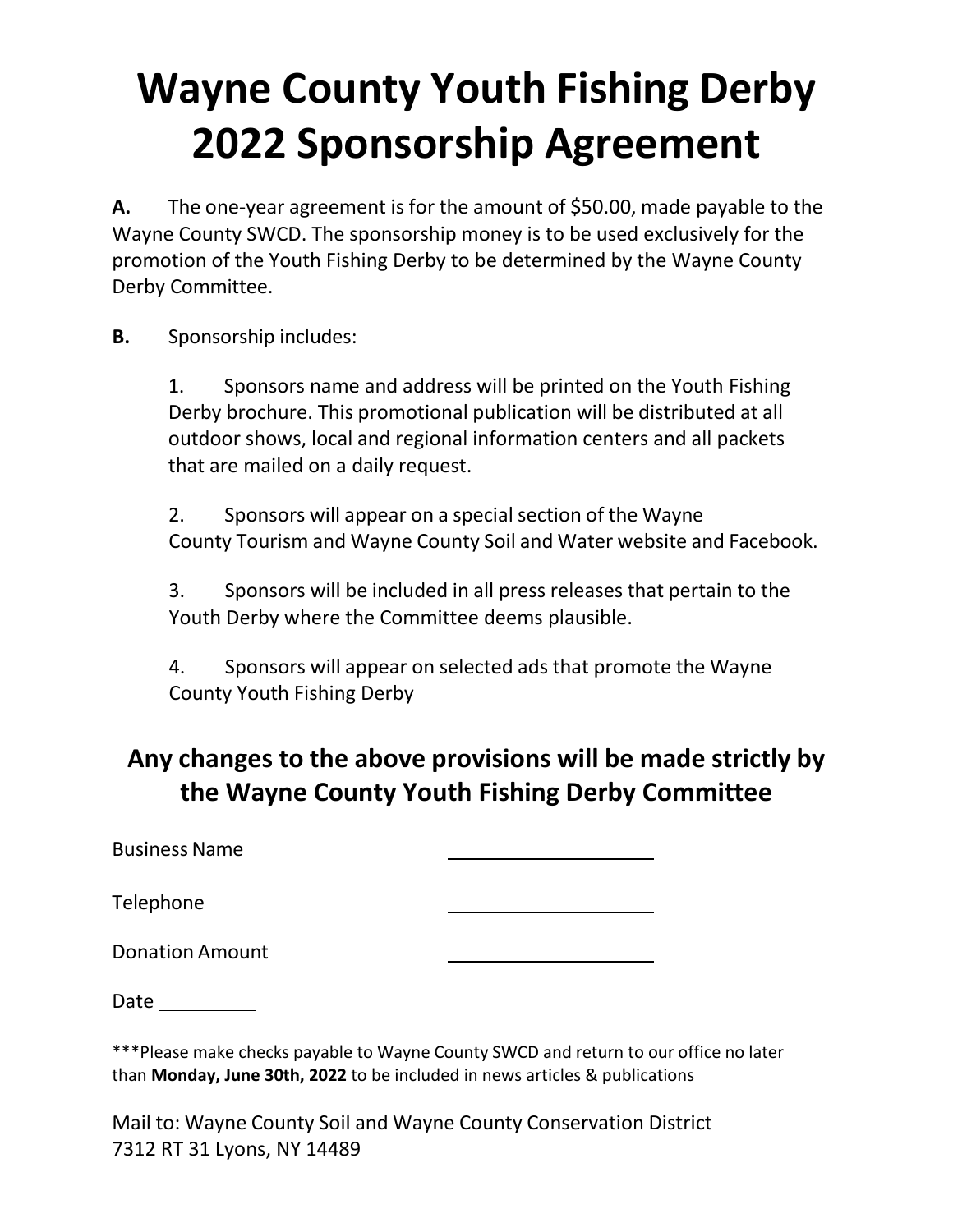# Wayne County Youth Fishing Derby 2022 Sponsorship Agreement

**A.** The one-year agreement is for the amount of $50.00, made payable to the Wayne County SWCD. The sponsorship money is to be used exclusively for the promotion of the Youth Fishing Derby to be determined by the Wayne County Derby Committee.

**B.** Sponsorship includes:

1. Sponsors name and address will be printed on the Youth Fishing Derby brochure. This promotional publication will be distributed at all outdoor shows, local and regional information centers and all packets that are mailed on a daily request.

2. Sponsors will appear on a special section of the Wayne County Tourism and Wayne County Soil and Water website and Facebook.

3. Sponsors will be included in all press releases that pertain to the Youth Derby where the Committee deems plausible.

4. Sponsors will appear on selected ads that promote the Wayne County Youth Fishing Derby

## Any changes to the above provisions will be made strictly by the Wayne County Youth Fishing Derby Committee

Business Name ____________________

Telephone ____________________

Donation Amount ____________________

Date __________

***Please make checks payable to Wayne County SWCD and return to our office no later than **Monday, June 30th, 2022** to be included in news articles & publications

Mail to: Wayne County Soil and Wayne County Conservation District
7312 RT 31 Lyons, NY 14489